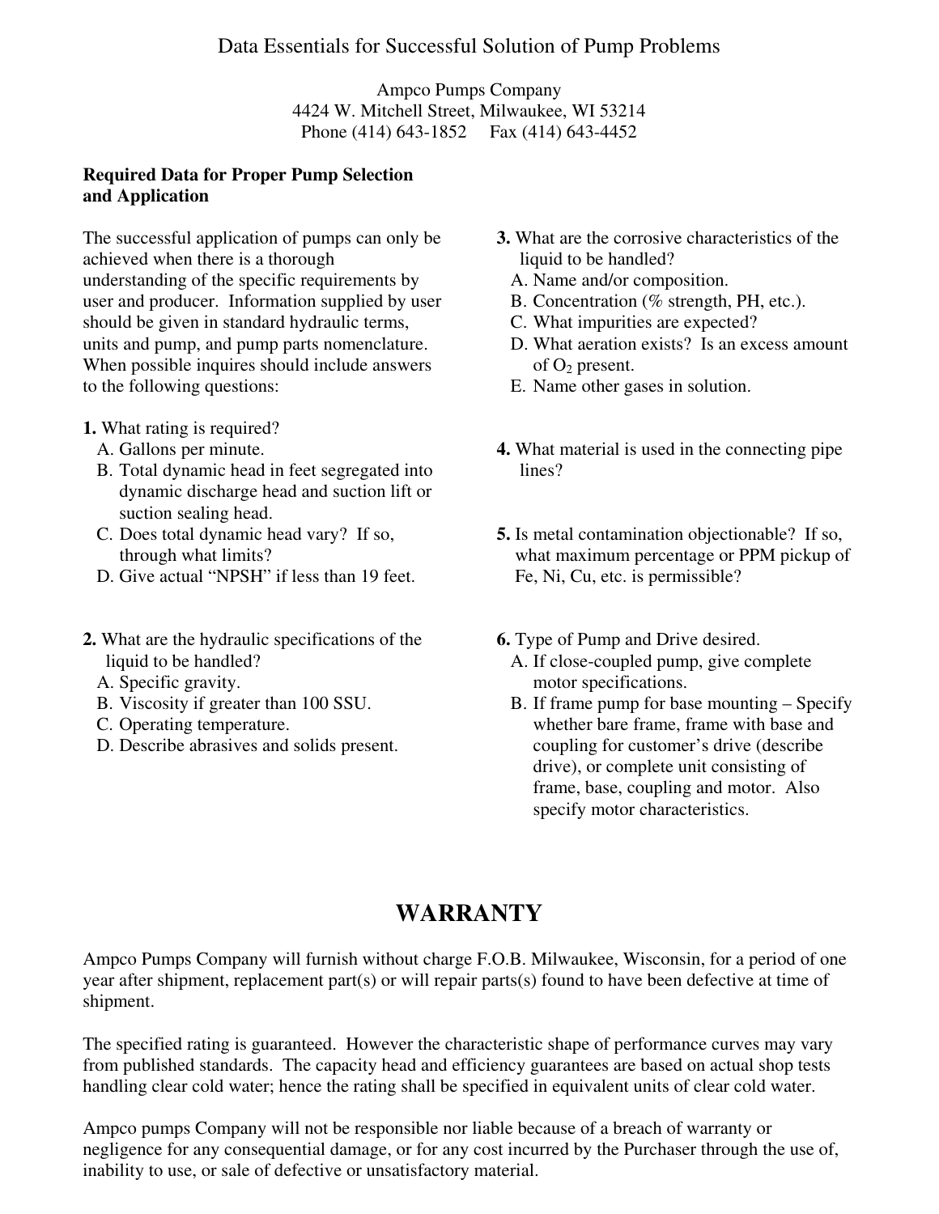# Data Essentials for Successful Solution of Pump Problems

Ampco Pumps Company
4424 W. Mitchell Street, Milwaukee, WI 53214
Phone (414) 643-1852     Fax (414) 643-4452

## Required Data for Proper Pump Selection and Application

The successful application of pumps can only be achieved when there is a thorough understanding of the specific requirements by user and producer. Information supplied by user should be given in standard hydraulic terms, units and pump, and pump parts nomenclature. When possible inquires should include answers to the following questions:

**1.** What rating is required?
- A. Gallons per minute.
- B. Total dynamic head in feet segregated into dynamic discharge head and suction lift or suction sealing head.
- C. Does total dynamic head vary? If so, through what limits?
- D. Give actual "NPSH" if less than 19 feet.

**2.** What are the hydraulic specifications of the liquid to be handled?
- A. Specific gravity.
- B. Viscosity if greater than 100 SSU.
- C. Operating temperature.
- D. Describe abrasives and solids present.

**3.** What are the corrosive characteristics of the liquid to be handled?
- A. Name and/or composition.
- B. Concentration (% strength, PH, etc.).
- C. What impurities are expected?
- D. What aeration exists? Is an excess amount of $O_2$ present.
- E. Name other gases in solution.

**4.** What material is used in the connecting pipe lines?

**5.** Is metal contamination objectionable? If so, what maximum percentage or PPM pickup of Fe, Ni, Cu, etc. is permissible?

**6.** Type of Pump and Drive desired.
- A. If close-coupled pump, give complete motor specifications.
- B. If frame pump for base mounting – Specify whether bare frame, frame with base and coupling for customer's drive (describe drive), or complete unit consisting of frame, base, coupling and motor. Also specify motor characteristics.

## WARRANTY

Ampco Pumps Company will furnish without charge F.O.B. Milwaukee, Wisconsin, for a period of one year after shipment, replacement part(s) or will repair parts(s) found to have been defective at time of shipment.

The specified rating is guaranteed. However the characteristic shape of performance curves may vary from published standards. The capacity head and efficiency guarantees are based on actual shop tests handling clear cold water; hence the rating shall be specified in equivalent units of clear cold water.

Ampco pumps Company will not be responsible nor liable because of a breach of warranty or negligence for any consequential damage, or for any cost incurred by the Purchaser through the use of, inability to use, or sale of defective or unsatisfactory material.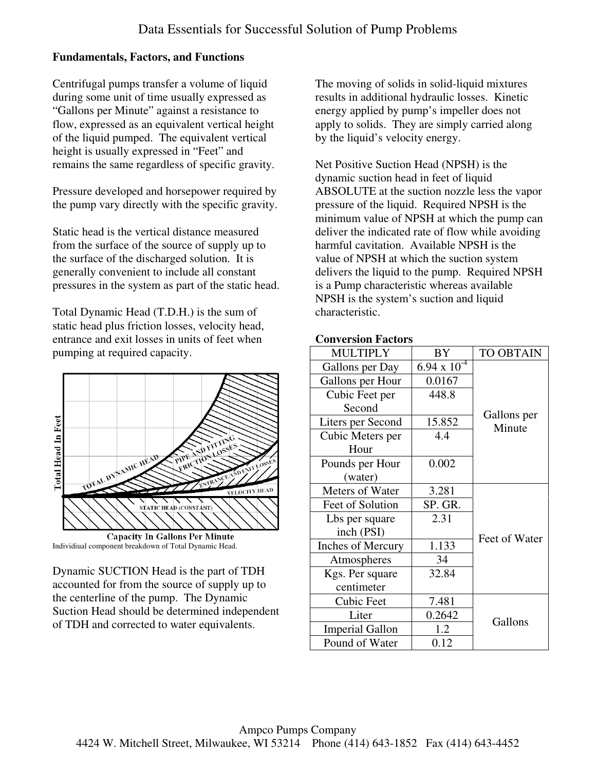# Data Essentials for Successful Solution of Pump Problems

**Fundamentals, Factors, and Functions**

Centrifugal pumps transfer a volume of liquid during some unit of time usually expressed as "Gallons per Minute" against a resistance to flow, expressed as an equivalent vertical height of the liquid pumped. The equivalent vertical height is usually expressed in "Feet" and remains the same regardless of specific gravity.

Pressure developed and horsepower required by the pump vary directly with the specific gravity.

Static head is the vertical distance measured from the surface of the source of supply up to the surface of the discharged solution. It is generally convenient to include all constant pressures in the system as part of the static head.

Total Dynamic Head (T.D.H.) is the sum of static head plus friction losses, velocity head, entrance and exit losses in units of feet when pumping at required capacity.

Individiual component breakdown of Total Dynamic Head.

Dynamic SUCTION Head is the part of TDH accounted for from the source of supply up to the centerline of the pump. The Dynamic Suction Head should be determined independent of TDH and corrected to water equivalents.

The moving of solids in solid-liquid mixtures results in additional hydraulic losses. Kinetic energy applied by pump's impeller does not apply to solids. They are simply carried along by the liquid's velocity energy.

Net Positive Suction Head (NPSH) is the dynamic suction head in feet of liquid ABSOLUTE at the suction nozzle less the vapor pressure of the liquid. Required NPSH is the minimum value of NPSH at which the pump can deliver the indicated rate of flow while avoiding harmful cavitation. Available NPSH is the value of NPSH at which the suction system delivers the liquid to the pump. Required NPSH is a Pump characteristic whereas available NPSH is the system's suction and liquid characteristic.

**Conversion Factors**

| MULTIPLY | BY | TO OBTAIN |
|---|---|---|
| Gallons per Day | $6.94 \times 10^{-4}$ | Gallons per Minute |
| Gallons per Hour | 0.0167 | |
| Cubic Feet per Second | 448.8 | |
| Liters per Second | 15.852 | |
| Cubic Meters per Hour | 4.4 | |
| Pounds per Hour (water) | 0.002 | |
| Meters of Water | 3.281 | Feet of Water |
| Feet of Solution | SP. GR. | |
| Lbs per square inch (PSI) | 2.31 | |
| Inches of Mercury | 1.133 | |
| Atmospheres | 34 | |
| Kgs. Per square centimeter | 32.84 | |
| Cubic Feet | 7.481 | Gallons |
| Liter | 0.2642 | |
| Imperial Gallon | 1.2 | |
| Pound of Water | 0.12 | |

Ampco Pumps Company
4424 W. Mitchell Street, Milwaukee, WI 53214 Phone (414) 643-1852 Fax (414) 643-4452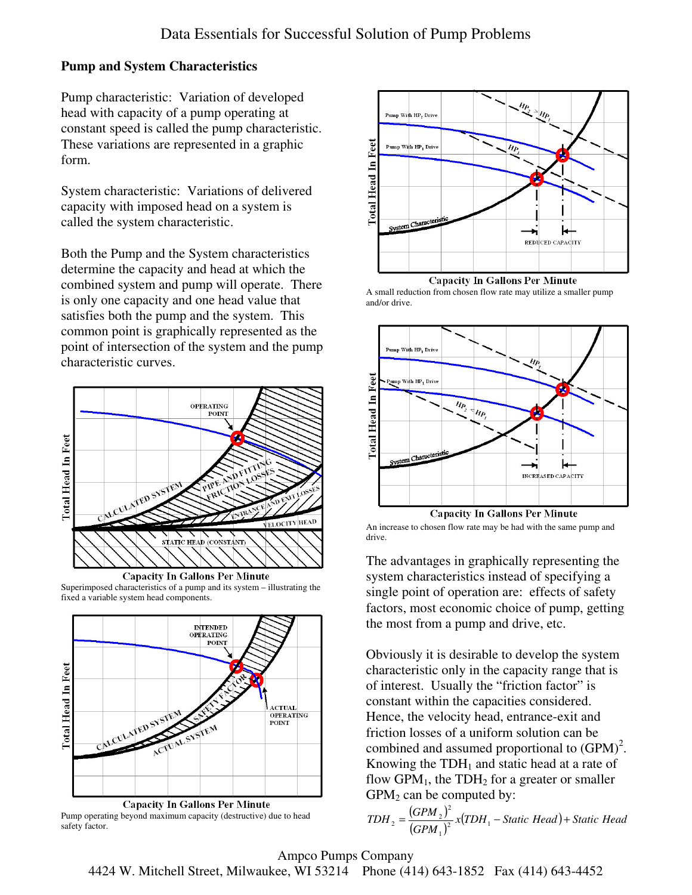# Data Essentials for Successful Solution of Pump Problems

## Pump and System Characteristics

Pump characteristic: Variation of developed head with capacity of a pump operating at constant speed is called the pump characteristic. These variations are represented in a graphic form.

System characteristic: Variations of delivered capacity with imposed head on a system is called the system characteristic.

Both the Pump and the System characteristics determine the capacity and head at which the combined system and pump will operate. There is only one capacity and one head value that satisfies both the pump and the system. This common point is graphically represented as the point of intersection of the system and the pump characteristic curves.

Total Head In Feet
OPERATING POINT
CALCULATED SYSTEM
PIPE AND FITTING FRICTION LOSSES
ENTRANCE AND EXIT LOSSES
VELOCITY HEAD
STATIC HEAD (CONSTANT)
Capacity In Gallons Per Minute

Superimposed characteristics of a pump and its system – illustrating the fixed a variable system head components.

Total Head In Feet
INTENDED OPERATING POINT
SAFETY FACTOR
ACTUAL OPERATING POINT
CALCULATED SYSTEM
ACTUAL SYSTEM
Capacity In Gallons Per Minute

Pump operating beyond maximum capacity (destructive) due to head safety factor.

Total Head In Feet
Pump With $HP_2$ Drive
Pump With $HP_1$ Drive
$HP_2 > HP_1$
$HP_1$
System Characteristic
REDUCED CAPACITY
Capacity In Gallons Per Minute

A small reduction from chosen flow rate may utilize a smaller pump and/or drive.

Total Head In Feet
Pump With $HP_1$ Drive
Pump With $HP_1$ Drive
$HP_1$
$HP_2 < HP_1$
System Characteristic
INCREASED CAPACITY
Capacity In Gallons Per Minute

An increase to chosen flow rate may be had with the same pump and drive.

The advantages in graphically representing the system characteristics instead of specifying a single point of operation are: effects of safety factors, most economic choice of pump, getting the most from a pump and drive, etc.

Obviously it is desirable to develop the system characteristic only in the capacity range that is of interest. Usually the "friction factor" is constant within the capacities considered. Hence, the velocity head, entrance-exit and friction losses of a uniform solution can be combined and assumed proportional to $(GPM)^2$. Knowing the $TDH_1$ and static head at a rate of flow $GPM_1$, the $TDH_2$ for a greater or smaller $GPM_2$ can be computed by:

$$TDH_2 = \frac{(GPM_2)^2}{(GPM_1)^2} x(TDH_1 - Static\ Head) + Static\ Head$$

Ampco Pumps Company
4424 W. Mitchell Street, Milwaukee, WI 53214  Phone (414) 643-1852  Fax (414) 643-4452